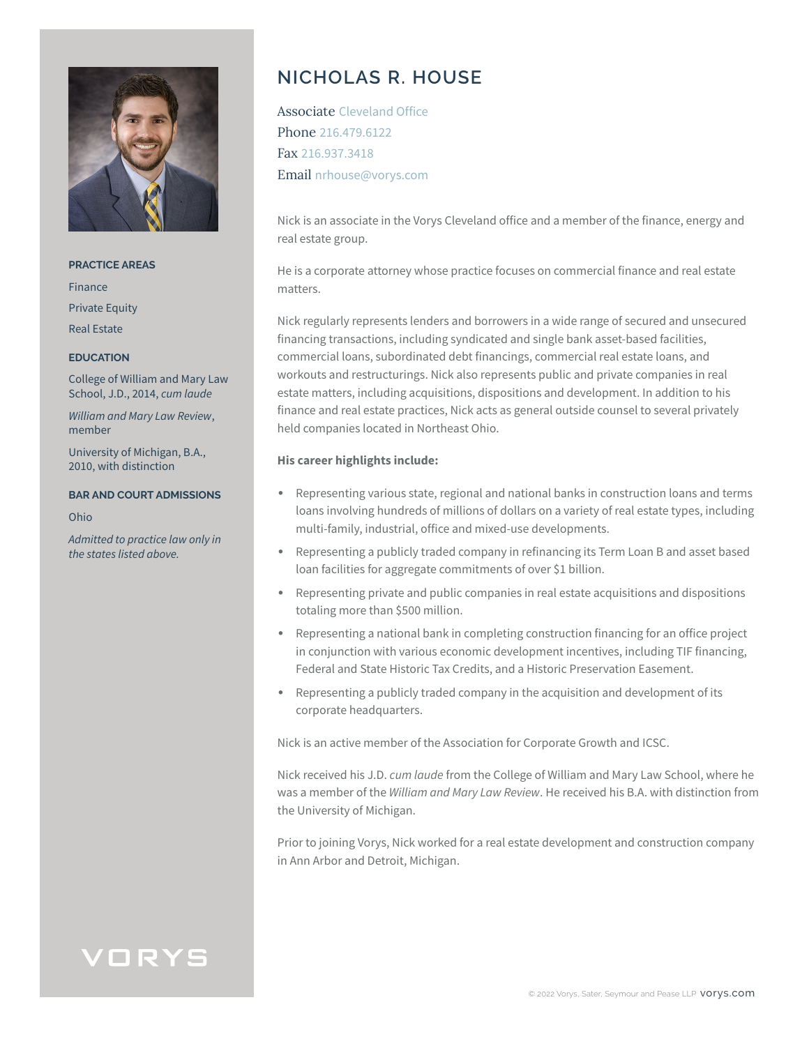# NICHOLAS R. HOUSE

Associate Cleveland Office
Phone 216.479.6122
Fax 216.937.3418
Email nrhouse@vorys.com

Nick is an associate in the Vorys Cleveland office and a member of the finance, energy and real estate group.

He is a corporate attorney whose practice focuses on commercial finance and real estate matters.

Nick regularly represents lenders and borrowers in a wide range of secured and unsecured financing transactions, including syndicated and single bank asset-based facilities, commercial loans, subordinated debt financings, commercial real estate loans, and workouts and restructurings. Nick also represents public and private companies in real estate matters, including acquisitions, dispositions and development. In addition to his finance and real estate practices, Nick acts as general outside counsel to several privately held companies located in Northeast Ohio.

**His career highlights include:**

- Representing various state, regional and national banks in construction loans and terms loans involving hundreds of millions of dollars on a variety of real estate types, including multi-family, industrial, office and mixed-use developments.
- Representing a publicly traded company in refinancing its Term Loan B and asset based loan facilities for aggregate commitments of over $1 billion.
- Representing private and public companies in real estate acquisitions and dispositions totaling more than $500 million.
- Representing a national bank in completing construction financing for an office project in conjunction with various economic development incentives, including TIF financing, Federal and State Historic Tax Credits, and a Historic Preservation Easement.
- Representing a publicly traded company in the acquisition and development of its corporate headquarters.

Nick is an active member of the Association for Corporate Growth and ICSC.

Nick received his J.D. *cum laude* from the College of William and Mary Law School, where he was a member of the *William and Mary Law Review*. He received his B.A. with distinction from the University of Michigan.

Prior to joining Vorys, Nick worked for a real estate development and construction company in Ann Arbor and Detroit, Michigan.

### PRACTICE AREAS

Finance

Private Equity

Real Estate

### EDUCATION

College of William and Mary Law School, J.D., 2014, *cum laude*

*William and Mary Law Review*, member

University of Michigan, B.A., 2010, with distinction

### BAR AND COURT ADMISSIONS

Ohio

*Admitted to practice law only in the states listed above.*

VORYS

© 2022 Vorys, Sater, Seymour and Pease LLP vorys.com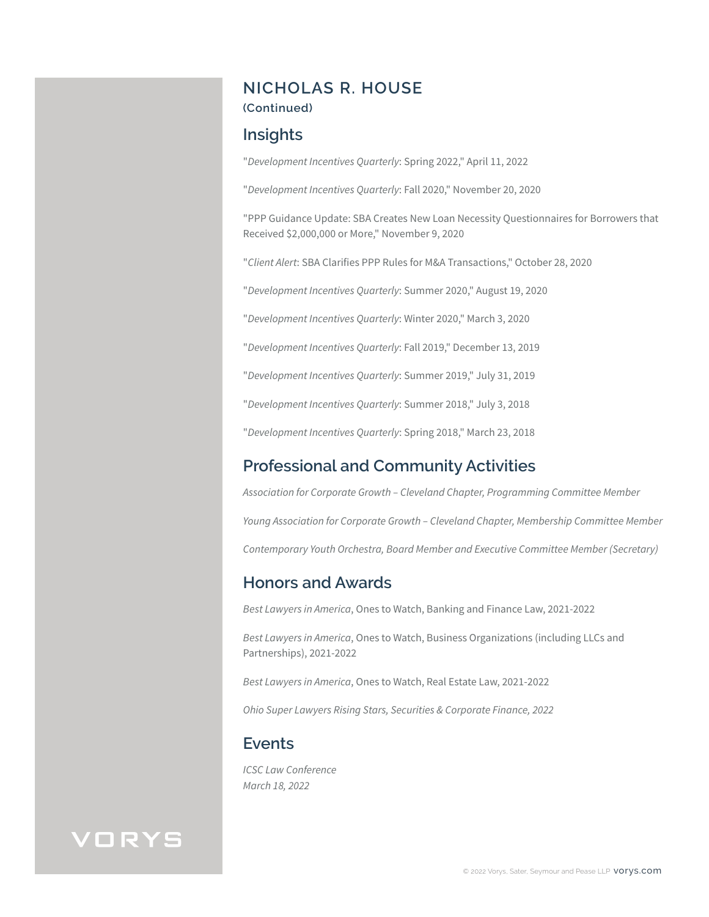# NICHOLAS R. HOUSE

**(Continued)**

## Insights

"*Development Incentives Quarterly*: Spring 2022," April 11, 2022

"*Development Incentives Quarterly*: Fall 2020," November 20, 2020

"PPP Guidance Update: SBA Creates New Loan Necessity Questionnaires for Borrowers that Received $2,000,000 or More," November 9, 2020

"*Client Alert*: SBA Clarifies PPP Rules for M&A Transactions," October 28, 2020

"*Development Incentives Quarterly*: Summer 2020," August 19, 2020

"*Development Incentives Quarterly*: Winter 2020," March 3, 2020

"*Development Incentives Quarterly*: Fall 2019," December 13, 2019

"*Development Incentives Quarterly*: Summer 2019," July 31, 2019

"*Development Incentives Quarterly*: Summer 2018," July 3, 2018

"*Development Incentives Quarterly*: Spring 2018," March 23, 2018

## Professional and Community Activities

*Association for Corporate Growth – Cleveland Chapter, Programming Committee Member*

*Young Association for Corporate Growth – Cleveland Chapter, Membership Committee Member*

*Contemporary Youth Orchestra, Board Member and Executive Committee Member (Secretary)*

## Honors and Awards

*Best Lawyers in America*, Ones to Watch, Banking and Finance Law, 2021-2022

*Best Lawyers in America*, Ones to Watch, Business Organizations (including LLCs and Partnerships), 2021-2022

*Best Lawyers in America*, Ones to Watch, Real Estate Law, 2021-2022

*Ohio Super Lawyers Rising Stars, Securities & Corporate Finance, 2022*

## Events

*ICSC Law Conference*
*March 18, 2022*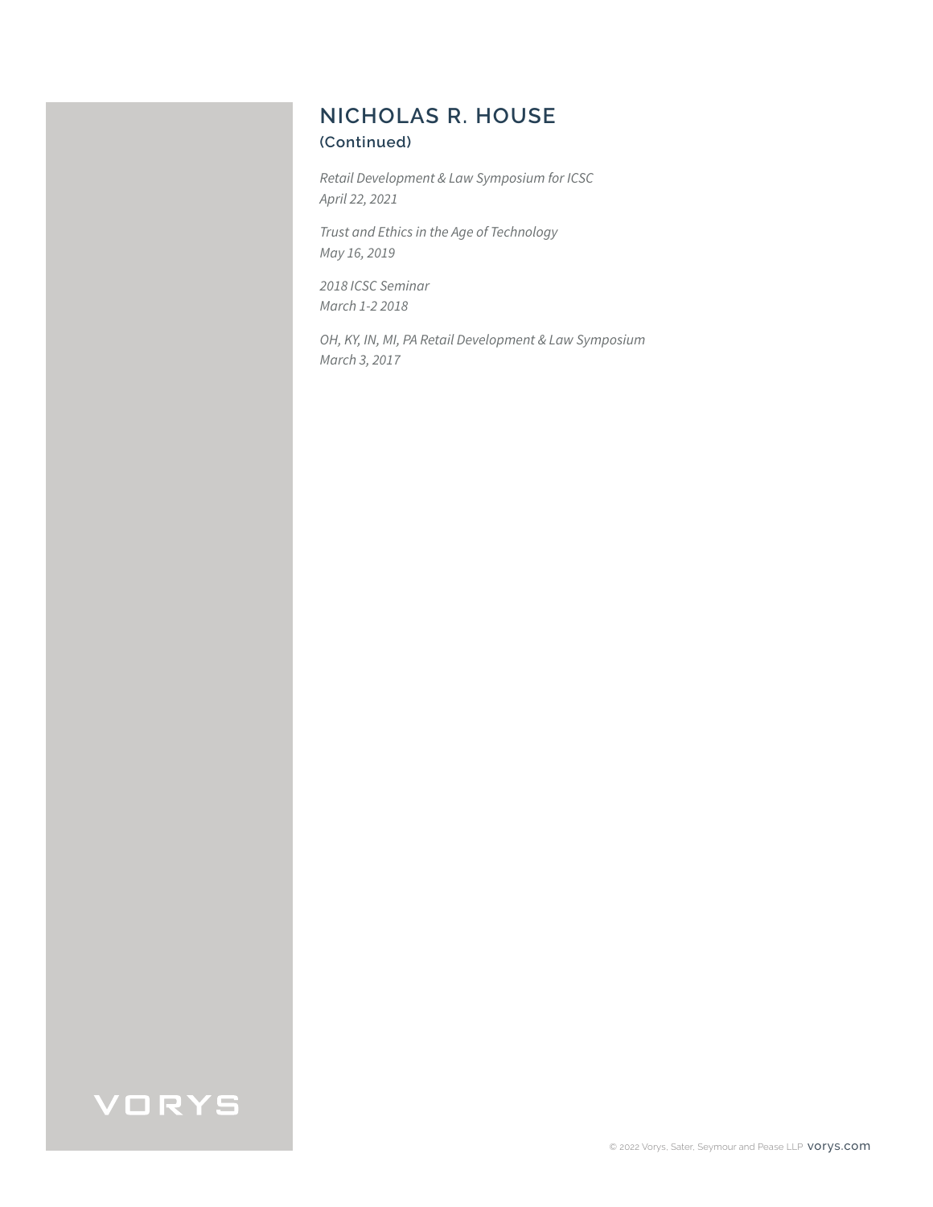# NICHOLAS R. HOUSE

**(Continued)**

*Retail Development & Law Symposium for ICSC*
*April 22, 2021*

*Trust and Ethics in the Age of Technology*
*May 16, 2019*

*2018 ICSC Seminar*
*March 1-2 2018*

*OH, KY, IN, MI, PA Retail Development & Law Symposium*
*March 3, 2017*